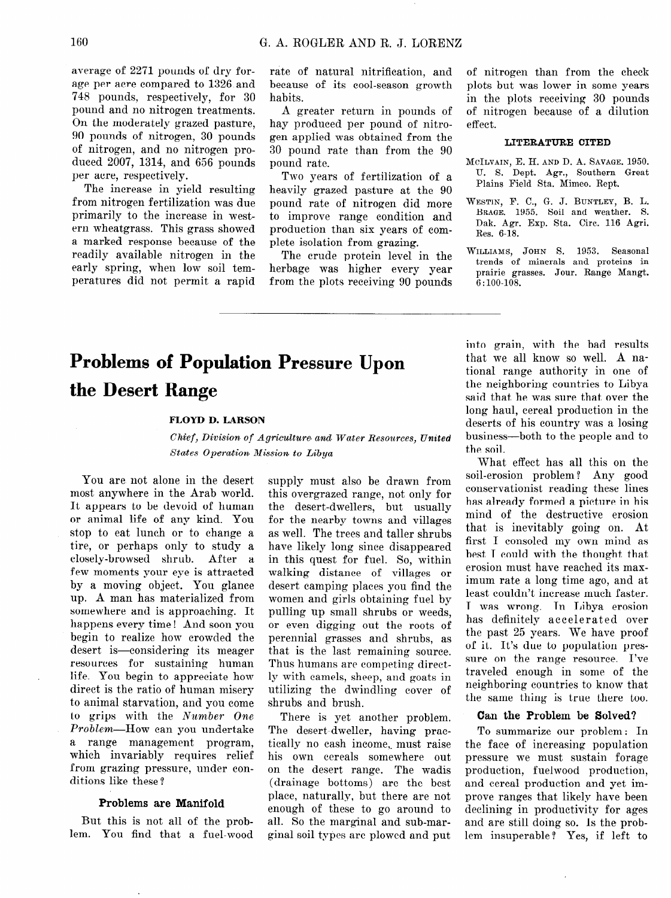average of 2271 pounds of dry forage per acre compared to 1326 and 748 pounds, respectively, for 30 pound and no nitrogen treatments. On the moderately grazed pasture, 90 pounds of nitrogen, 30 pounds of nitrogen, and no nitrogen produced 2007, 1314, and 656 pounds per acre, respectively.

The increase in yield resulting from nitrogen fertilization was due primarily to the increase in western wheatgrass. This grass showed a marked response because of the readily available nitrogen in the early spring, when low soil temperatures did not permit a rapid rate of natural nitrification, and because of its cool-season growth habits.

A greater return in pounds of hay produced per pound of nitrogen applied was obtained from the 30 pound rate than from the 90 pound rate.

Two years of fertilization of a heavily grazed pasture at the 90 pound rate of nitrogen did more to improve range condition and production than six years of complete isolation from grazing.

The crude protein level in the herbage was higher every year from the plots receiving 90 pounds of nitrogen than from the check plots but was lower in some years in the plots receiving 30 pounds of nitrogen because of a dilution effect.

### LITERATURE CITED

McIlvain, E. H. and D. A. Savage. 1950. U. S. Dept. Agr., Southern Great Plains Field Sta. Mimeo. Rept.

Westin, F. C., G. J. Buntley, B. L. Brage. 1955. Soil and weather. S. Dak. Agr. Exp. Sta. Circ. 116 Agri. Res. 6-18.

Williams, John S. 1953. Seasonal trends of minerals and proteins in prairie grasses. Jour. Range Mangt. 6:100-108.

# Problems of Population Pressure Upon the Desert Range

**FLOYD D. LARSON**

*Chief, Division of Agriculture and Water Resources, United States Operation Mission to Libya*

You are not alone in the desert most anywhere in the Arab world. It appears to be devoid of human or animal life of any kind. You stop to eat lunch or to change a tire, or perhaps only to study a closely-browsed shrub. After a few moments your eye is attracted by a moving object. You glance up. A man has materialized from somewhere and is approaching. It happens every time! And soon you begin to realize how crowded the desert is—considering its meager resources for sustaining human life. You begin to appreciate how direct is the ratio of human misery to animal starvation, and you come to grips with the *Number One Problem*—How can you undertake a range management program, which invariably requires relief from grazing pressure, under conditions like these?

## Problems are Manifold

But this is not all of the problem. You find that a fuel-wood supply must also be drawn from this overgrazed range, not only for the desert-dwellers, but usually for the nearby towns and villages as well. The trees and taller shrubs have likely long since disappeared in this quest for fuel. So, within walking distance of villages or desert camping places you find the women and girls obtaining fuel by pulling up small shrubs or weeds, or even digging out the roots of perennial grasses and shrubs, as that is the last remaining source. Thus humans are competing directly with camels, sheep, and goats in utilizing the dwindling cover of shrubs and brush.

There is yet another problem. The desert-dweller, having practically no cash income, must raise his own cereals somewhere out on the desert range. The wadis (drainage bottoms) are the best place, naturally, but there are not enough of these to go around to all. So the marginal and sub-marginal soil types are plowed and put into grain, with the bad results that we all know so well. A national range authority in one of the neighboring countries to Libya said that he was sure that over the long haul, cereal production in the deserts of his country was a losing business—both to the people and to the soil.

What effect has all this on the soil-erosion problem? Any good conservationist reading these lines has already formed a picture in his mind of the destructive erosion that is inevitably going on. At first I consoled my own mind as best I could with the thought that erosion must have reached its maximum rate a long time ago, and at least couldn't increase much faster. I was wrong. In Libya erosion has definitely accelerated over the past 25 years. We have proof of it. It's due to population pressure on the range resource. I've traveled enough in some of the neighboring countries to know that the same thing is true there too.

## Can the Problem be Solved?

To summarize our problem: In the face of increasing population pressure we must sustain forage production, fuelwood production, and cereal production and yet improve ranges that likely have been declining in productivity for ages and are still doing so. Is the problem insuperable? Yes, if left to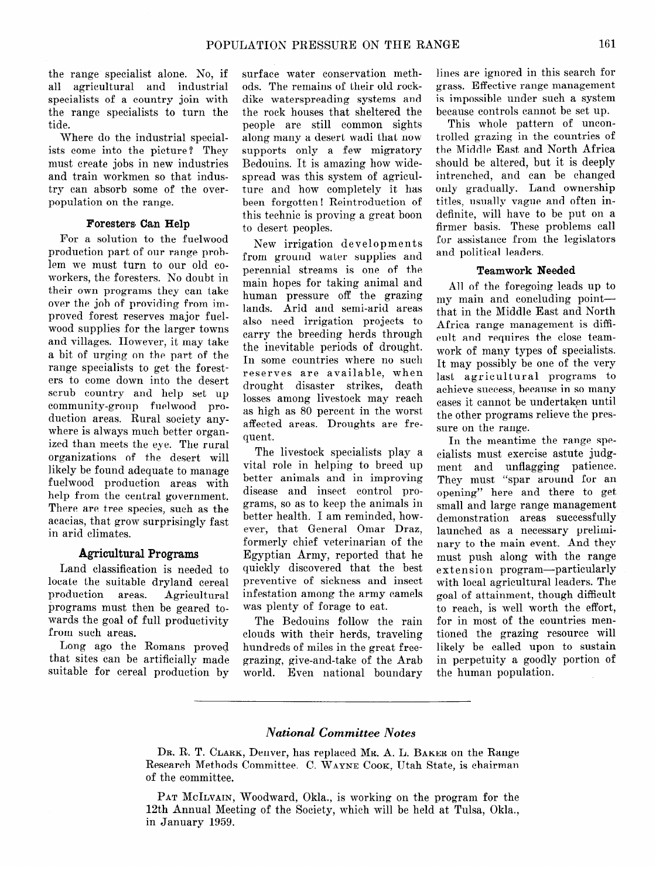the range specialist alone. No, if all agricultural and industrial specialists of a country join with the range specialists to turn the tide.

Where do the industrial specialists come into the picture? They must create jobs in new industries and train workmen so that industry can absorb some of the over-population on the range.

### Foresters Can Help

For a solution to the fuelwood production part of our range problem we must turn to our old co-workers, the foresters. No doubt in their own programs they can take over the job of providing from improved forest reserves major fuelwood supplies for the larger towns and villages. However, it may take a bit of urging on the part of the range specialists to get the foresters to come down into the desert scrub country and help set up community-group fuelwood production areas. Rural society anywhere is always much better organized than meets the eye. The rural organizations of the desert will likely be found adequate to manage fuelwood production areas with help from the central government. There are tree species, such as the acacias, that grow surprisingly fast in arid climates.

### Agricultural Programs

Land classification is needed to locate the suitable dryland cereal production areas. Agricultural programs must then be geared towards the goal of full productivity from such areas.

Long ago the Romans proved that sites can be artificially made suitable for cereal production by surface water conservation methods. The remains of their old rock-dike waterspreading systems and the rock houses that sheltered the people are still common sights along many a desert wadi that now supports only a few migratory Bedouins. It is amazing how widespread was this system of agriculture and how completely it has been forgotten! Reintroduction of this technic is proving a great boon to desert peoples.

New irrigation developments from ground water supplies and perennial streams is one of the main hopes for taking animal and human pressure off the grazing lands. Arid and semi-arid areas also need irrigation projects to carry the breeding herds through the inevitable periods of drought. In some countries where no such reserves are available, when drought disaster strikes, death losses among livestock may reach as high as 80 percent in the worst affected areas. Droughts are frequent.

The livestock specialists play a vital role in helping to breed up better animals and in improving disease and insect control programs, so as to keep the animals in better health. I am reminded, however, that General Omar Draz, formerly chief veterinarian of the Egyptian Army, reported that he quickly discovered that the best preventive of sickness and insect infestation among the army camels was plenty of forage to eat.

The Bedouins follow the rain clouds with their herds, traveling hundreds of miles in the great free-grazing, give-and-take of the Arab world. Even national boundary lines are ignored in this search for grass. Effective range management is impossible under such a system because controls cannot be set up.

This whole pattern of uncontrolled grazing in the countries of the Middle East and North Africa should be altered, but it is deeply intrenched, and can be changed only gradually. Land ownership titles, usually vague and often indefinite, will have to be put on a firmer basis. These problems call for assistance from the legislators and political leaders.

### Teamwork Needed

All of the foregoing leads up to my main and concluding point—that in the Middle East and North Africa range management is difficult and requires the close teamwork of many types of specialists. It may possibly be one of the very last agricultural programs to achieve success, because in so many cases it cannot be undertaken until the other programs relieve the pressure on the range.

In the meantime the range specialists must exercise astute judgment and unflagging patience. They must "spar around for an opening" here and there to get small and large range management demonstration areas successfully launched as a necessary preliminary to the main event. And they must push along with the range extension program—particularly with local agricultural leaders. The goal of attainment, though difficult to reach, is well worth the effort, for in most of the countries mentioned the grazing resource will likely be called upon to sustain in perpetuity a goodly portion of the human population.

---

## *National Committee Notes*

Dr. R. T. Clark, Denver, has replaced Mr. A. L. Baker on the Range Research Methods Committee. C. Wayne Cook, Utah State, is chairman of the committee.

Pat McIlvain, Woodward, Okla., is working on the program for the 12th Annual Meeting of the Society, which will be held at Tulsa, Okla., in January 1959.